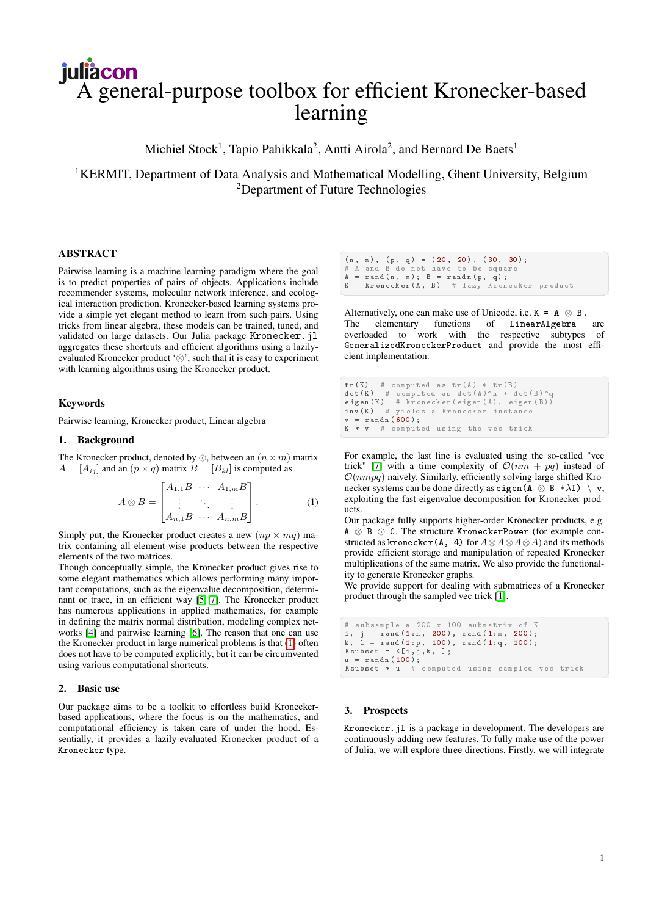# A general-purpose toolbox for efficient Kronecker-based learning

Michiel Stock[1], Tapio Pahikkala[2], Antti Airola[2], and Bernard De Baets[1]

[1]KERMIT, Department of Data Analysis and Mathematical Modelling, Ghent University, Belgium
[2]Department of Future Technologies

## ABSTRACT

Pairwise learning is a machine learning paradigm where the goal is to predict properties of pairs of objects. Applications include recommender systems, molecular network inference, and ecological interaction prediction. Kronecker-based learning systems provide a simple yet elegant method to learn from such pairs. Using tricks from linear algebra, these models can be trained, tuned, and validated on large datasets. Our Julia package `Kronecker.jl` aggregates these shortcuts and efficient algorithms using a lazily-evaluated Kronecker product '⊗', such that it is easy to experiment with learning algorithms using the Kronecker product.

## Keywords

Pairwise learning, Kronecker product, Linear algebra

## 1. Background

The Kronecker product, denoted by $\otimes$, between an $(n \times m)$ matrix $A = [A_{ij}]$ and an $(p \times q)$ matrix $B = [B_{kl}]$ is computed as

$$A \otimes B = \begin{bmatrix} A_{1,1}B & \cdots & A_{1,m}B \\ \vdots & \ddots & \vdots \\ A_{n,1}B & \cdots & A_{n,m}B \end{bmatrix}. \tag{1}$$

Simply put, the Kronecker product creates a new $(np \times mq)$ matrix containing all element-wise products between the respective elements of the two matrices.

Though conceptually simple, the Kronecker product gives rise to some elegant mathematics which allows performing many important computations, such as the eigenvalue decomposition, determinant or trace, in an efficient way [5, 7]. The Kronecker product has numerous applications in applied mathematics, for example in defining the matrix normal distribution, modeling complex networks [4] and pairwise learning [6]. The reason that one can use the Kronecker product in large numerical problems is that (1) often does not have to be computed explicitly, but it can be circumvented using various computational shortcuts.

## 2. Basic use

Our package aims to be a toolkit to effortless build Kronecker-based applications, where the focus is on the mathematics, and computational efficiency is taken care of under the hood. Essentially, it provides a lazily-evaluated Kronecker product of a `Kronecker` type.

```
(n, m), (p, q) = (20, 20), (30, 30);
# A and B do not have to be square
A = rand(n, m); B = randn(p, q);
K = kronecker(A, B)  # lazy Kronecker product
```

Alternatively, one can make use of Unicode, i.e. `K = A ⊗ B`. The elementary functions of `LinearAlgebra` are overloaded to work with the respective subtypes of `GeneralizedKroneckerProduct` and provide the most efficient implementation.

```
tr(K)  # computed as tr(A) * tr(B)
det(K)  # computed as det(A)^n * det(B)^q
eigen(K)  # kronecker(eigen(A), eigen(B))
inv(K)  # yields a Kronecker instance
v = randn(600);
K * v  # computed using the vec trick
```

For example, the last line is evaluated using the so-called "vec trick" [7] with a time complexity of $\mathcal{O}(nm + pq)$ instead of $\mathcal{O}(nmpq)$ naively. Similarly, efficiently solving large shifted Kronecker systems can be done directly as `eigen(A ⊗ B +λI) \ v`, exploiting the fast eigenvalue decomposition for Kronecker products.

Our package fully supports higher-order Kronecker products, e.g. `A ⊗ B ⊗ C`. The structure `KroneckerPower` (for example constructed as `kronecker(A, 4)` for $A \otimes A \otimes A \otimes A$) and its methods provide efficient storage and manipulation of repeated Kronecker multiplications of the same matrix. We also provide the functionality to generate Kronecker graphs.

We provide support for dealing with submatrices of a Kronecker product through the sampled vec trick [1].

```
# subsample a 200 x 100 submatrix of K
i, j = rand(1:n, 200), rand(1:m, 200);
k, l = rand(1:p, 100), rand(1:q, 100);
Ksubset = K[i,j,k,l];
u = randn(100);
Ksubset * u  # computed using sampled vec trick
```

## 3. Prospects

`Kronecker.jl` is a package in development. The developers are continuously adding new features. To fully make use of the power of Julia, we will explore three directions. Firstly, we will integrate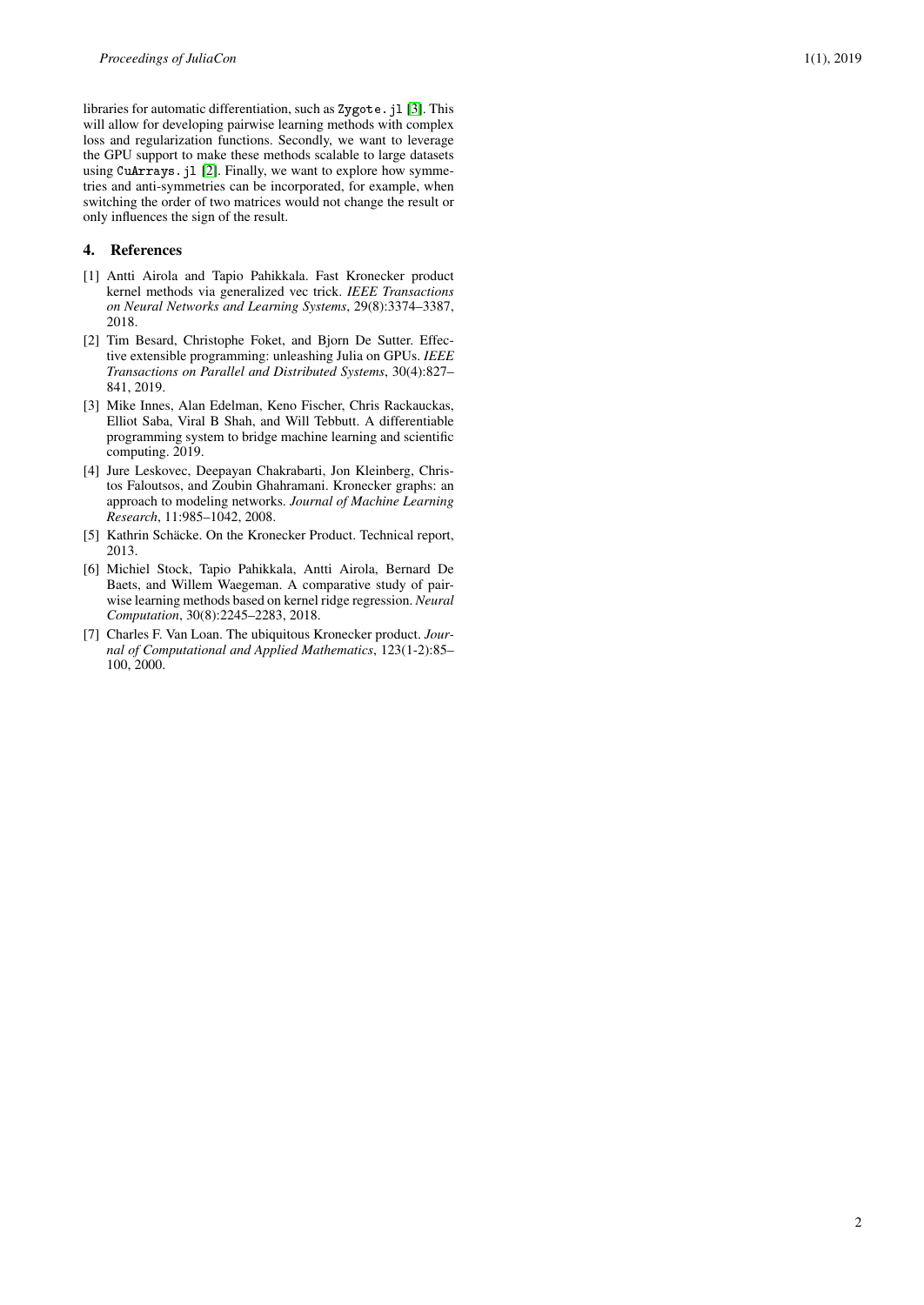libraries for automatic differentiation, such as `Zygote.jl` [3]. This will allow for developing pairwise learning methods with complex loss and regularization functions. Secondly, we want to leverage the GPU support to make these methods scalable to large datasets using `CuArrays.jl` [2]. Finally, we want to explore how symmetries and anti-symmetries can be incorporated, for example, when switching the order of two matrices would not change the result or only influences the sign of the result.

## 4. References

[1] Antti Airola and Tapio Pahikkala. Fast Kronecker product kernel methods via generalized vec trick. *IEEE Transactions on Neural Networks and Learning Systems*, 29(8):3374–3387, 2018.

[2] Tim Besard, Christophe Foket, and Bjorn De Sutter. Effective extensible programming: unleashing Julia on GPUs. *IEEE Transactions on Parallel and Distributed Systems*, 30(4):827–841, 2019.

[3] Mike Innes, Alan Edelman, Keno Fischer, Chris Rackauckas, Elliot Saba, Viral B Shah, and Will Tebbutt. A differentiable programming system to bridge machine learning and scientific computing. 2019.

[4] Jure Leskovec, Deepayan Chakrabarti, Jon Kleinberg, Christos Faloutsos, and Zoubin Ghahramani. Kronecker graphs: an approach to modeling networks. *Journal of Machine Learning Research*, 11:985–1042, 2008.

[5] Kathrin Schäcke. On the Kronecker Product. Technical report, 2013.

[6] Michiel Stock, Tapio Pahikkala, Antti Airola, Bernard De Baets, and Willem Waegeman. A comparative study of pairwise learning methods based on kernel ridge regression. *Neural Computation*, 30(8):2245–2283, 2018.

[7] Charles F. Van Loan. The ubiquitous Kronecker product. *Journal of Computational and Applied Mathematics*, 123(1-2):85–100, 2000.